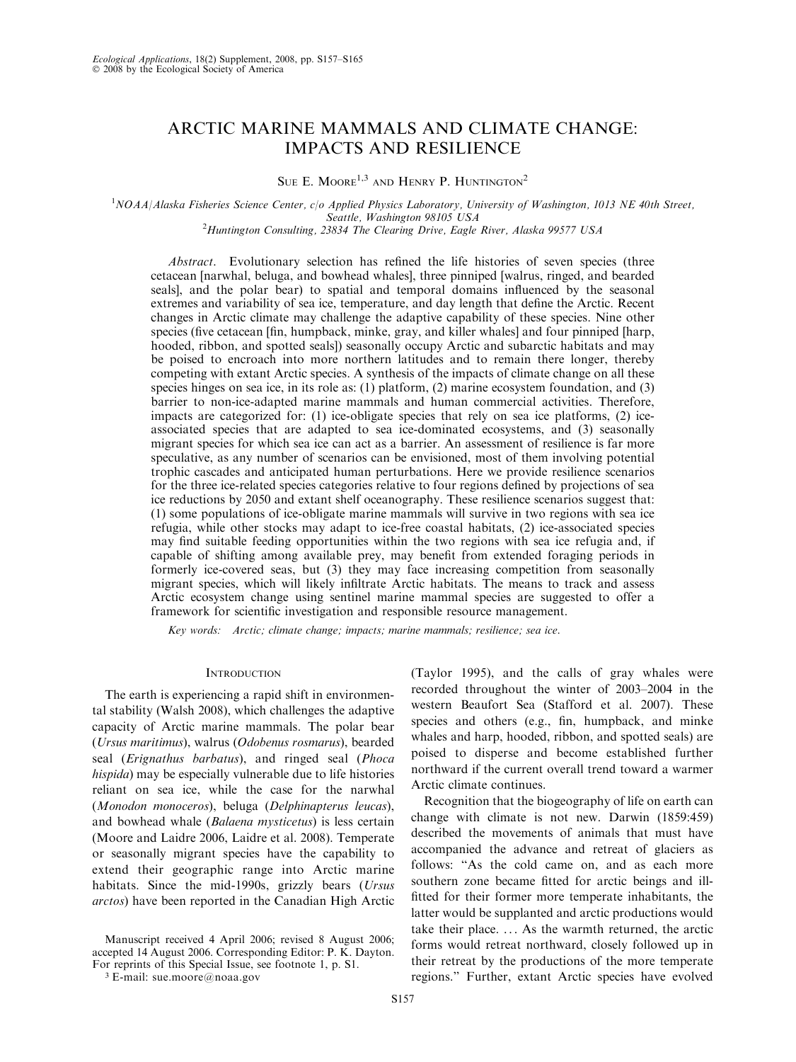# ARCTIC MARINE MAMMALS AND CLIMATE CHANGE: IMPACTS AND RESILIENCE

SUE E. MOORE[1,3] AND HENRY P. HUNTINGTON[2]

[1]NOAA/Alaska Fisheries Science Center, c/o Applied Physics Laboratory, University of Washington, 1013 NE 40th Street, Seattle, Washington 98105 USA

[2]Huntington Consulting, 23834 The Clearing Drive, Eagle River, Alaska 99577 USA

*Abstract.* Evolutionary selection has refined the life histories of seven species (three cetacean [narwhal, beluga, and bowhead whales], three pinniped [walrus, ringed, and bearded seals], and the polar bear) to spatial and temporal domains influenced by the seasonal extremes and variability of sea ice, temperature, and day length that define the Arctic. Recent changes in Arctic climate may challenge the adaptive capability of these species. Nine other species (five cetacean [fin, humpback, minke, gray, and killer whales] and four pinniped [harp, hooded, ribbon, and spotted seals]) seasonally occupy Arctic and subarctic habitats and may be poised to encroach into more northern latitudes and to remain there longer, thereby competing with extant Arctic species. A synthesis of the impacts of climate change on all these species hinges on sea ice, in its role as: (1) platform, (2) marine ecosystem foundation, and (3) barrier to non-ice-adapted marine mammals and human commercial activities. Therefore, impacts are categorized for: (1) ice-obligate species that rely on sea ice platforms, (2) ice-associated species that are adapted to sea ice-dominated ecosystems, and (3) seasonally migrant species for which sea ice can act as a barrier. An assessment of resilience is far more speculative, as any number of scenarios can be envisioned, most of them involving potential trophic cascades and anticipated human perturbations. Here we provide resilience scenarios for the three ice-related species categories relative to four regions defined by projections of sea ice reductions by 2050 and extant shelf oceanography. These resilience scenarios suggest that: (1) some populations of ice-obligate marine mammals will survive in two regions with sea ice refugia, while other stocks may adapt to ice-free coastal habitats, (2) ice-associated species may find suitable feeding opportunities within the two regions with sea ice refugia and, if capable of shifting among available prey, may benefit from extended foraging periods in formerly ice-covered seas, but (3) they may face increasing competition from seasonally migrant species, which will likely infiltrate Arctic habitats. The means to track and assess Arctic ecosystem change using sentinel marine mammal species are suggested to offer a framework for scientific investigation and responsible resource management.

*Key words:* Arctic; climate change; impacts; marine mammals; resilience; sea ice.

## INTRODUCTION

The earth is experiencing a rapid shift in environmental stability (Walsh 2008), which challenges the adaptive capacity of Arctic marine mammals. The polar bear (*Ursus maritimus*), walrus (*Odobenus rosmarus*), bearded seal (*Erignathus barbatus*), and ringed seal (*Phoca hispida*) may be especially vulnerable due to life histories reliant on sea ice, while the case for the narwhal (*Monodon monoceros*), beluga (*Delphinapterus leucas*), and bowhead whale (*Balaena mysticetus*) is less certain (Moore and Laidre 2006, Laidre et al. 2008). Temperate or seasonally migrant species have the capability to extend their geographic range into Arctic marine habitats. Since the mid-1990s, grizzly bears (*Ursus arctos*) have been reported in the Canadian High Arctic (Taylor 1995), and the calls of gray whales were recorded throughout the winter of 2003–2004 in the western Beaufort Sea (Stafford et al. 2007). These species and others (e.g., fin, humpback, and minke whales and harp, hooded, ribbon, and spotted seals) are poised to disperse and become established further northward if the current overall trend toward a warmer Arctic climate continues.

Recognition that the biogeography of life on earth can change with climate is not new. Darwin (1859:459) described the movements of animals that must have accompanied the advance and retreat of glaciers as follows: "As the cold came on, and as each more southern zone became fitted for arctic beings and ill-fitted for their former more temperate inhabitants, the latter would be supplanted and arctic productions would take their place. ... As the warmth returned, the arctic forms would retreat northward, closely followed up in their retreat by the productions of the more temperate regions." Further, extant Arctic species have evolved

Manuscript received 4 April 2006; revised 8 August 2006; accepted 14 August 2006. Corresponding Editor: P. K. Dayton. For reprints of this Special Issue, see footnote 1, p. S1.

[3] E-mail: sue.moore@noaa.gov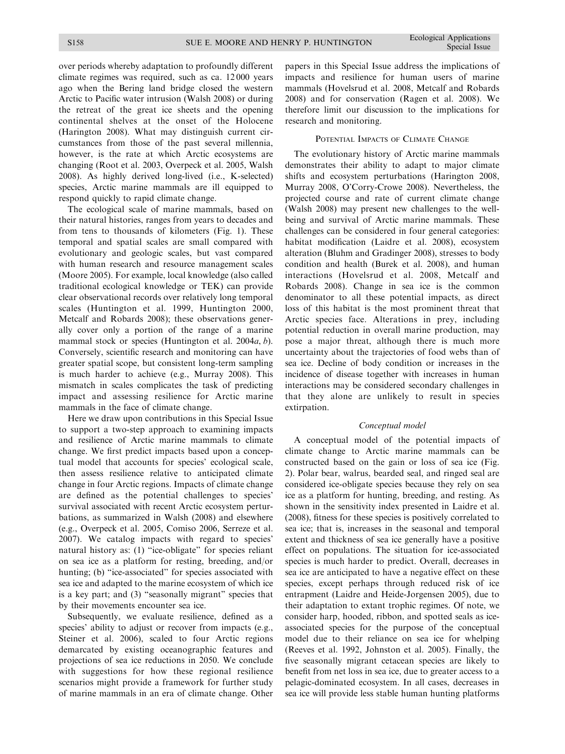over periods whereby adaptation to profoundly different climate regimes was required, such as ca. 12 000 years ago when the Bering land bridge closed the western Arctic to Pacific water intrusion (Walsh 2008) or during the retreat of the great ice sheets and the opening continental shelves at the onset of the Holocene (Harington 2008). What may distinguish current circumstances from those of the past several millennia, however, is the rate at which Arctic ecosystems are changing (Root et al. 2003, Overpeck et al. 2005, Walsh 2008). As highly derived long-lived (i.e., K-selected) species, Arctic marine mammals are ill equipped to respond quickly to rapid climate change.

The ecological scale of marine mammals, based on their natural histories, ranges from years to decades and from tens to thousands of kilometers (Fig. 1). These temporal and spatial scales are small compared with evolutionary and geologic scales, but vast compared with human research and resource management scales (Moore 2005). For example, local knowledge (also called traditional ecological knowledge or TEK) can provide clear observational records over relatively long temporal scales (Huntington et al. 1999, Huntington 2000, Metcalf and Robards 2008); these observations generally cover only a portion of the range of a marine mammal stock or species (Huntington et al. 2004*a*, *b*). Conversely, scientific research and monitoring can have greater spatial scope, but consistent long-term sampling is much harder to achieve (e.g., Murray 2008). This mismatch in scales complicates the task of predicting impact and assessing resilience for Arctic marine mammals in the face of climate change.

Here we draw upon contributions in this Special Issue to support a two-step approach to examining impacts and resilience of Arctic marine mammals to climate change. We first predict impacts based upon a conceptual model that accounts for species' ecological scale, then assess resilience relative to anticipated climate change in four Arctic regions. Impacts of climate change are defined as the potential challenges to species' survival associated with recent Arctic ecosystem perturbations, as summarized in Walsh (2008) and elsewhere (e.g., Overpeck et al. 2005, Comiso 2006, Serreze et al. 2007). We catalog impacts with regard to species' natural history as: (1) "ice-obligate" for species reliant on sea ice as a platform for resting, breeding, and/or hunting; (b) "ice-associated" for species associated with sea ice and adapted to the marine ecosystem of which ice is a key part; and (3) "seasonally migrant" species that by their movements encounter sea ice.

Subsequently, we evaluate resilience, defined as a species' ability to adjust or recover from impacts (e.g., Steiner et al. 2006), scaled to four Arctic regions demarcated by existing oceanographic features and projections of sea ice reductions in 2050. We conclude with suggestions for how these regional resilience scenarios might provide a framework for further study of marine mammals in an era of climate change. Other papers in this Special Issue address the implications of impacts and resilience for human users of marine mammals (Hovelsrud et al. 2008, Metcalf and Robards 2008) and for conservation (Ragen et al. 2008). We therefore limit our discussion to the implications for research and monitoring.

## Potential Impacts of Climate Change

The evolutionary history of Arctic marine mammals demonstrates their ability to adapt to major climate shifts and ecosystem perturbations (Harington 2008, Murray 2008, O'Corry-Crowe 2008). Nevertheless, the projected course and rate of current climate change (Walsh 2008) may present new challenges to the well-being and survival of Arctic marine mammals. These challenges can be considered in four general categories: habitat modification (Laidre et al. 2008), ecosystem alteration (Bluhm and Gradinger 2008), stresses to body condition and health (Burek et al. 2008), and human interactions (Hovelsrud et al. 2008, Metcalf and Robards 2008). Change in sea ice is the common denominator to all these potential impacts, as direct loss of this habitat is the most prominent threat that Arctic species face. Alterations in prey, including potential reduction in overall marine production, may pose a major threat, although there is much more uncertainty about the trajectories of food webs than of sea ice. Decline of body condition or increases in the incidence of disease together with increases in human interactions may be considered secondary challenges in that they alone are unlikely to result in species extirpation.

### *Conceptual model*

A conceptual model of the potential impacts of climate change to Arctic marine mammals can be constructed based on the gain or loss of sea ice (Fig. 2). Polar bear, walrus, bearded seal, and ringed seal are considered ice-obligate species because they rely on sea ice as a platform for hunting, breeding, and resting. As shown in the sensitivity index presented in Laidre et al. (2008), fitness for these species is positively correlated to sea ice; that is, increases in the seasonal and temporal extent and thickness of sea ice generally have a positive effect on populations. The situation for ice-associated species is much harder to predict. Overall, decreases in sea ice are anticipated to have a negative effect on these species, except perhaps through reduced risk of ice entrapment (Laidre and Heide-Jorgensen 2005), due to their adaptation to extant trophic regimes. Of note, we consider harp, hooded, ribbon, and spotted seals as ice-associated species for the purpose of the conceptual model due to their reliance on sea ice for whelping (Reeves et al. 1992, Johnston et al. 2005). Finally, the five seasonally migrant cetacean species are likely to benefit from net loss in sea ice, due to greater access to a pelagic-dominated ecosystem. In all cases, decreases in sea ice will provide less stable human hunting platforms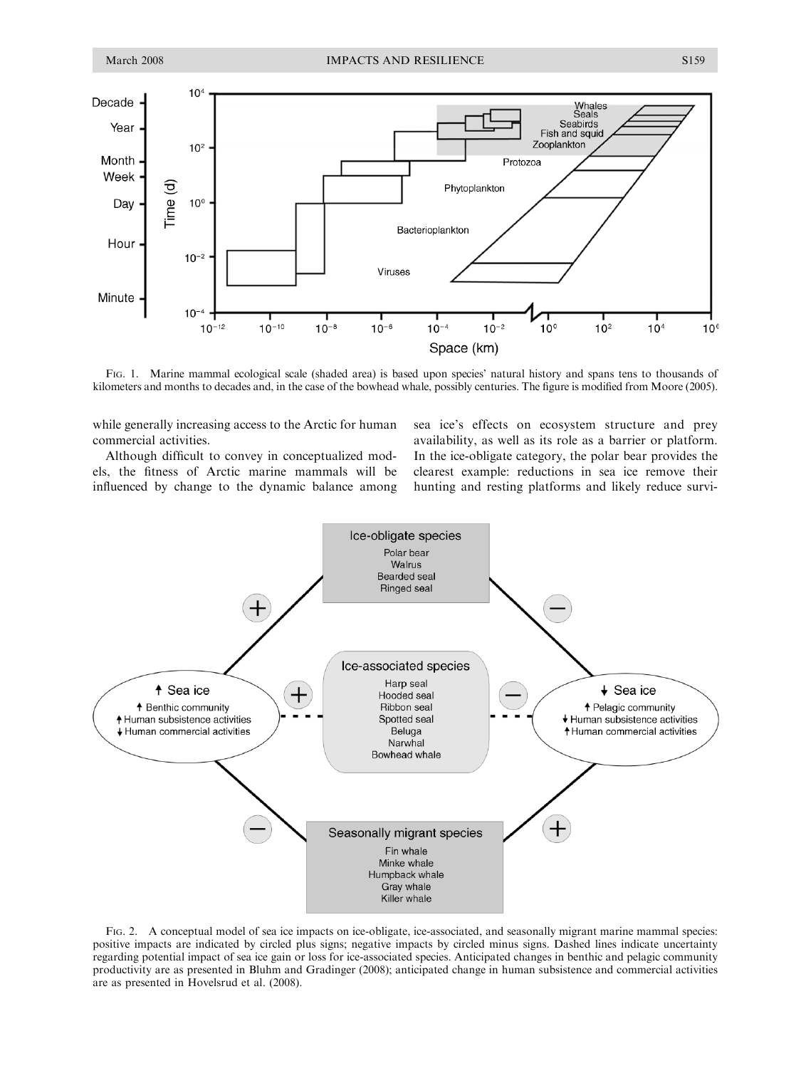FIG. 1. Marine mammal ecological scale (shaded area) is based upon species' natural history and spans tens to thousands of kilometers and months to decades and, in the case of the bowhead whale, possibly centuries. The figure is modified from Moore (2005).

while generally increasing access to the Arctic for human commercial activities.

Although difficult to convey in conceptualized models, the fitness of Arctic marine mammals will be influenced by change to the dynamic balance among sea ice's effects on ecosystem structure and prey availability, as well as its role as a barrier or platform. In the ice-obligate category, the polar bear provides the clearest example: reductions in sea ice remove their hunting and resting platforms and likely reduce survi-

FIG. 2. A conceptual model of sea ice impacts on ice-obligate, ice-associated, and seasonally migrant marine mammal species: positive impacts are indicated by circled plus signs; negative impacts by circled minus signs. Dashed lines indicate uncertainty regarding potential impact of sea ice gain or loss for ice-associated species. Anticipated changes in benthic and pelagic community productivity are as presented in Bluhm and Gradinger (2008); anticipated change in human subsistence and commercial activities are as presented in Hovelsrud et al. (2008).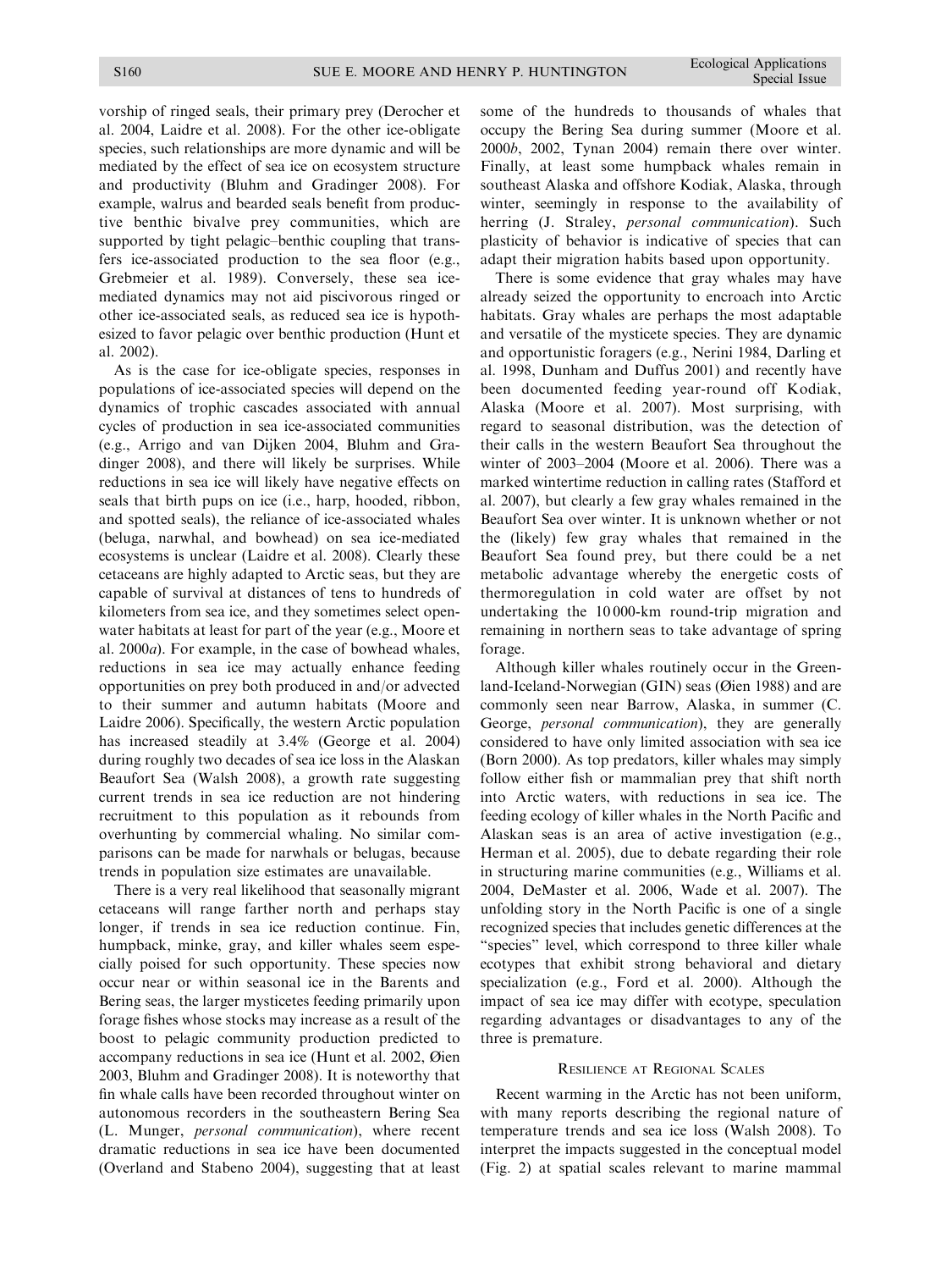vorship of ringed seals, their primary prey (Derocher et al. 2004, Laidre et al. 2008). For the other ice-obligate species, such relationships are more dynamic and will be mediated by the effect of sea ice on ecosystem structure and productivity (Bluhm and Gradinger 2008). For example, walrus and bearded seals benefit from productive benthic bivalve prey communities, which are supported by tight pelagic–benthic coupling that transfers ice-associated production to the sea floor (e.g., Grebmeier et al. 1989). Conversely, these sea ice-mediated dynamics may not aid piscivorous ringed or other ice-associated seals, as reduced sea ice is hypothesized to favor pelagic over benthic production (Hunt et al. 2002).

As is the case for ice-obligate species, responses in populations of ice-associated species will depend on the dynamics of trophic cascades associated with annual cycles of production in sea ice-associated communities (e.g., Arrigo and van Dijken 2004, Bluhm and Gradinger 2008), and there will likely be surprises. While reductions in sea ice will likely have negative effects on seals that birth pups on ice (i.e., harp, hooded, ribbon, and spotted seals), the reliance of ice-associated whales (beluga, narwhal, and bowhead) on sea ice-mediated ecosystems is unclear (Laidre et al. 2008). Clearly these cetaceans are highly adapted to Arctic seas, but they are capable of survival at distances of tens to hundreds of kilometers from sea ice, and they sometimes select open-water habitats at least for part of the year (e.g., Moore et al. 2000*a*). For example, in the case of bowhead whales, reductions in sea ice may actually enhance feeding opportunities on prey both produced in and/or advected to their summer and autumn habitats (Moore and Laidre 2006). Specifically, the western Arctic population has increased steadily at 3.4% (George et al. 2004) during roughly two decades of sea ice loss in the Alaskan Beaufort Sea (Walsh 2008), a growth rate suggesting current trends in sea ice reduction are not hindering recruitment to this population as it rebounds from overhunting by commercial whaling. No similar comparisons can be made for narwhals or belugas, because trends in population size estimates are unavailable.

There is a very real likelihood that seasonally migrant cetaceans will range farther north and perhaps stay longer, if trends in sea ice reduction continue. Fin, humpback, minke, gray, and killer whales seem especially poised for such opportunity. These species now occur near or within seasonal ice in the Barents and Bering seas, the larger mysticetes feeding primarily upon forage fishes whose stocks may increase as a result of the boost to pelagic community production predicted to accompany reductions in sea ice (Hunt et al. 2002, Øien 2003, Bluhm and Gradinger 2008). It is noteworthy that fin whale calls have been recorded throughout winter on autonomous recorders in the southeastern Bering Sea (L. Munger, *personal communication*), where recent dramatic reductions in sea ice have been documented (Overland and Stabeno 2004), suggesting that at least some of the hundreds to thousands of whales that occupy the Bering Sea during summer (Moore et al. 2000*b*, 2002, Tynan 2004) remain there over winter. Finally, at least some humpback whales remain in southeast Alaska and offshore Kodiak, Alaska, through winter, seemingly in response to the availability of herring (J. Straley, *personal communication*). Such plasticity of behavior is indicative of species that can adapt their migration habits based upon opportunity.

There is some evidence that gray whales may have already seized the opportunity to encroach into Arctic habitats. Gray whales are perhaps the most adaptable and versatile of the mysticete species. They are dynamic and opportunistic foragers (e.g., Nerini 1984, Darling et al. 1998, Dunham and Duffus 2001) and recently have been documented feeding year-round off Kodiak, Alaska (Moore et al. 2007). Most surprising, with regard to seasonal distribution, was the detection of their calls in the western Beaufort Sea throughout the winter of 2003–2004 (Moore et al. 2006). There was a marked wintertime reduction in calling rates (Stafford et al. 2007), but clearly a few gray whales remained in the Beaufort Sea over winter. It is unknown whether or not the (likely) few gray whales that remained in the Beaufort Sea found prey, but there could be a net metabolic advantage whereby the energetic costs of thermoregulation in cold water are offset by not undertaking the 10 000-km round-trip migration and remaining in northern seas to take advantage of spring forage.

Although killer whales routinely occur in the Greenland-Iceland-Norwegian (GIN) seas (Øien 1988) and are commonly seen near Barrow, Alaska, in summer (C. George, *personal communication*), they are generally considered to have only limited association with sea ice (Born 2000). As top predators, killer whales may simply follow either fish or mammalian prey that shift north into Arctic waters, with reductions in sea ice. The feeding ecology of killer whales in the North Pacific and Alaskan seas is an area of active investigation (e.g., Herman et al. 2005), due to debate regarding their role in structuring marine communities (e.g., Williams et al. 2004, DeMaster et al. 2006, Wade et al. 2007). The unfolding story in the North Pacific is one of a single recognized species that includes genetic differences at the "species" level, which correspond to three killer whale ecotypes that exhibit strong behavioral and dietary specialization (e.g., Ford et al. 2000). Although the impact of sea ice may differ with ecotype, speculation regarding advantages or disadvantages to any of the three is premature.

## Resilience at Regional Scales

Recent warming in the Arctic has not been uniform, with many reports describing the regional nature of temperature trends and sea ice loss (Walsh 2008). To interpret the impacts suggested in the conceptual model (Fig. 2) at spatial scales relevant to marine mammal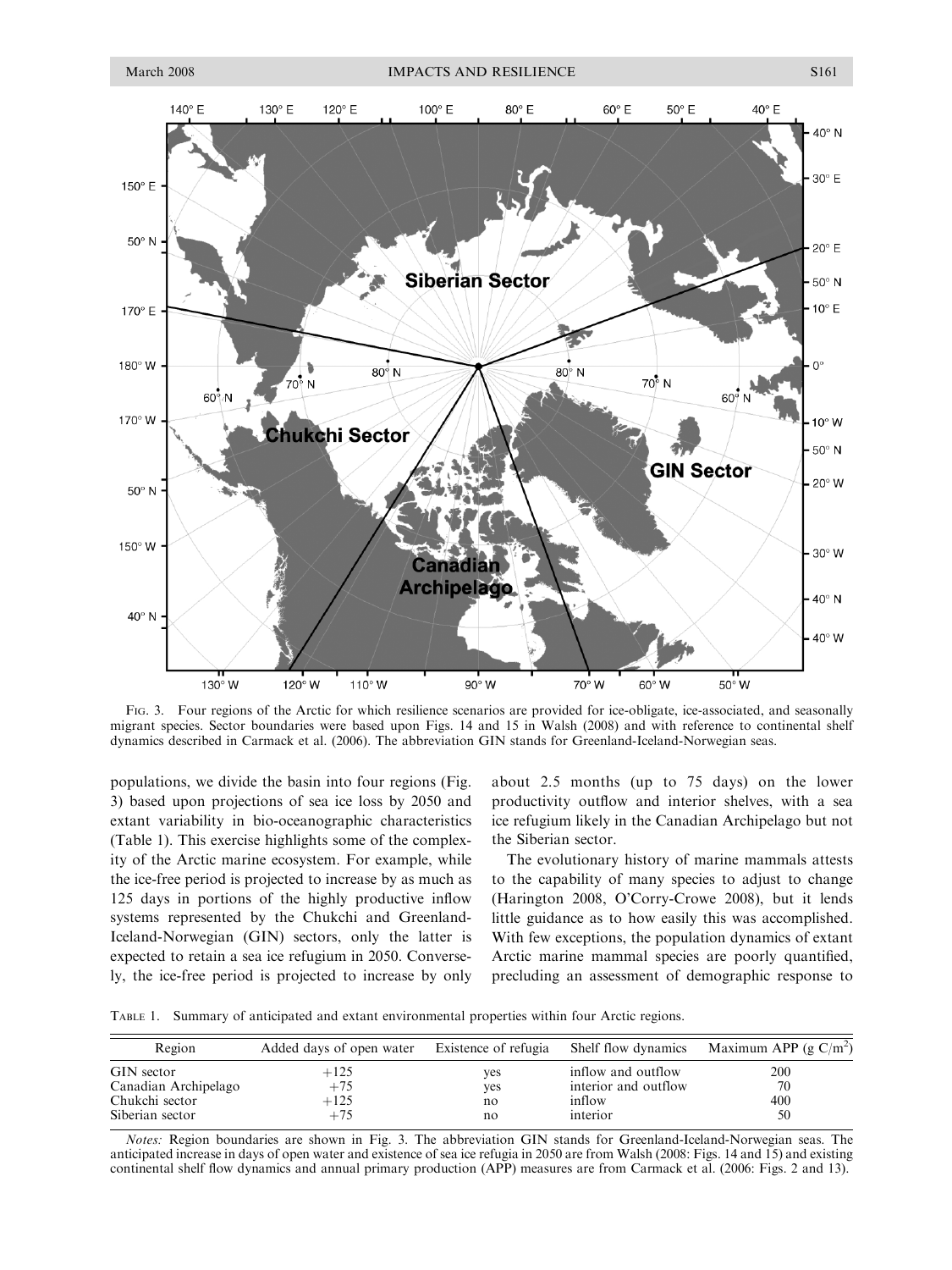Fig. 3. Four regions of the Arctic for which resilience scenarios are provided for ice-obligate, ice-associated, and seasonally migrant species. Sector boundaries were based upon Figs. 14 and 15 in Walsh (2008) and with reference to continental shelf dynamics described in Carmack et al. (2006). The abbreviation GIN stands for Greenland-Iceland-Norwegian seas.

populations, we divide the basin into four regions (Fig. 3) based upon projections of sea ice loss by 2050 and extant variability in bio-oceanographic characteristics (Table 1). This exercise highlights some of the complexity of the Arctic marine ecosystem. For example, while the ice-free period is projected to increase by as much as 125 days in portions of the highly productive inflow systems represented by the Chukchi and Greenland-Iceland-Norwegian (GIN) sectors, only the latter is expected to retain a sea ice refugium in 2050. Conversely, the ice-free period is projected to increase by only about 2.5 months (up to 75 days) on the lower productivity outflow and interior shelves, with a sea ice refugium likely in the Canadian Archipelago but not the Siberian sector.

The evolutionary history of marine mammals attests to the capability of many species to adjust to change (Harington 2008, O'Corry-Crowe 2008), but it lends little guidance as to how easily this was accomplished. With few exceptions, the population dynamics of extant Arctic marine mammal species are poorly quantified, precluding an assessment of demographic response to

Table 1. Summary of anticipated and extant environmental properties within four Arctic regions.

| Region | Added days of open water | Existence of refugia | Shelf flow dynamics | Maximum APP (g C/m$^2$) |
|---|---|---|---|---|
| GIN sector | +125 | yes | inflow and outflow | 200 |
| Canadian Archipelago | +75 | yes | interior and outflow | 70 |
| Chukchi sector | +125 | no | inflow | 400 |
| Siberian sector | +75 | no | interior | 50 |

*Notes:* Region boundaries are shown in Fig. 3. The abbreviation GIN stands for Greenland-Iceland-Norwegian seas. The anticipated increase in days of open water and existence of sea ice refugia in 2050 are from Walsh (2008: Figs. 14 and 15) and existing continental shelf flow dynamics and annual primary production (APP) measures are from Carmack et al. (2006: Figs. 2 and 13).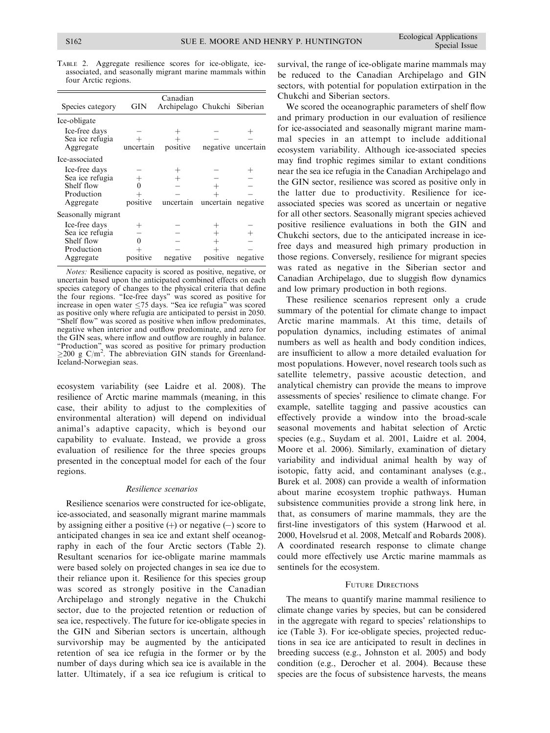TABLE 2. Aggregate resilience scores for ice-obligate, ice-associated, and seasonally migrant marine mammals within four Arctic regions.

| Species category | GIN | Canadian Archipelago | Chukchi | Siberian |
|---|---|---|---|---|
| Ice-obligate | | | | |
| Ice-free days | − | + | − | + |
| Sea ice refugia | + | + | − | − |
| Aggregate | uncertain | positive | negative | uncertain |
| Ice-associated | | | | |
| Ice-free days | − | + | − | + |
| Sea ice refugia | + | + | − | − |
| Shelf flow | 0 | − | + | − |
| Production | + | − | + | − |
| Aggregate | positive | uncertain | uncertain | negative |
| Seasonally migrant | | | | |
| Ice-free days | + | − | + | − |
| Sea ice refugia | − | − | + | + |
| Shelf flow | 0 | − | + | − |
| Production | + | − | + | − |
| Aggregate | positive | negative | positive | negative |

*Notes:* Resilience capacity is scored as positive, negative, or uncertain based upon the anticipated combined effects on each species category of changes to the physical criteria that define the four regions. "Ice-free days" was scored as positive for increase in open water ≤75 days. "Sea ice refugia" was scored as positive only where refugia are anticipated to persist in 2050. "Shelf flow" was scored as positive when inflow predominates, negative when interior and outflow predominate, and zero for the GIN seas, where inflow and outflow are roughly in balance. "Production" was scored as positive for primary production ≥200 g C/m$^2$. The abbreviation GIN stands for Greenland-Iceland-Norwegian seas.

ecosystem variability (see Laidre et al. 2008). The resilience of Arctic marine mammals (meaning, in this case, their ability to adjust to the complexities of environmental alteration) will depend on individual animal's adaptive capacity, which is beyond our capability to evaluate. Instead, we provide a gross evaluation of resilience for the three species groups presented in the conceptual model for each of the four regions.

### *Resilience scenarios*

Resilience scenarios were constructed for ice-obligate, ice-associated, and seasonally migrant marine mammals by assigning either a positive (+) or negative (−) score to anticipated changes in sea ice and extant shelf oceanography in each of the four Arctic sectors (Table 2). Resultant scenarios for ice-obligate marine mammals were based solely on projected changes in sea ice due to their reliance upon it. Resilience for this species group was scored as strongly positive in the Canadian Archipelago and strongly negative in the Chukchi sector, due to the projected retention or reduction of sea ice, respectively. The future for ice-obligate species in the GIN and Siberian sectors is uncertain, although survivorship may be augmented by the anticipated retention of sea ice refugia in the former or by the number of days during which sea ice is available in the latter. Ultimately, if a sea ice refugium is critical to survival, the range of ice-obligate marine mammals may be reduced to the Canadian Archipelago and GIN sectors, with potential for population extirpation in the Chukchi and Siberian sectors.

We scored the oceanographic parameters of shelf flow and primary production in our evaluation of resilience for ice-associated and seasonally migrant marine mammal species in an attempt to include additional ecosystem variability. Although ice-associated species may find trophic regimes similar to extant conditions near the sea ice refugia in the Canadian Archipelago and the GIN sector, resilience was scored as positive only in the latter due to productivity. Resilience for ice-associated species was scored as uncertain or negative for all other sectors. Seasonally migrant species achieved positive resilience evaluations in both the GIN and Chukchi sectors, due to the anticipated increase in ice-free days and measured high primary production in those regions. Conversely, resilience for migrant species was rated as negative in the Siberian sector and Canadian Archipelago, due to sluggish flow dynamics and low primary production in both regions.

These resilience scenarios represent only a crude summary of the potential for climate change to impact Arctic marine mammals. At this time, details of population dynamics, including estimates of animal numbers as well as health and body condition indices, are insufficient to allow a more detailed evaluation for most populations. However, novel research tools such as satellite telemetry, passive acoustic detection, and analytical chemistry can provide the means to improve assessments of species' resilience to climate change. For example, satellite tagging and passive acoustics can effectively provide a window into the broad-scale seasonal movements and habitat selection of Arctic species (e.g., Suydam et al. 2001, Laidre et al. 2004, Moore et al. 2006). Similarly, examination of dietary variability and individual animal health by way of isotopic, fatty acid, and contaminant analyses (e.g., Burek et al. 2008) can provide a wealth of information about marine ecosystem trophic pathways. Human subsistence communities provide a strong link here, in that, as consumers of marine mammals, they are the first-line investigators of this system (Harwood et al. 2000, Hovelsrud et al. 2008, Metcalf and Robards 2008). A coordinated research response to climate change could more effectively use Arctic marine mammals as sentinels for the ecosystem.

## FUTURE DIRECTIONS

The means to quantify marine mammal resilience to climate change varies by species, but can be considered in the aggregate with regard to species' relationships to ice (Table 3). For ice-obligate species, projected reductions in sea ice are anticipated to result in declines in breeding success (e.g., Johnston et al. 2005) and body condition (e.g., Derocher et al. 2004). Because these species are the focus of subsistence harvests, the means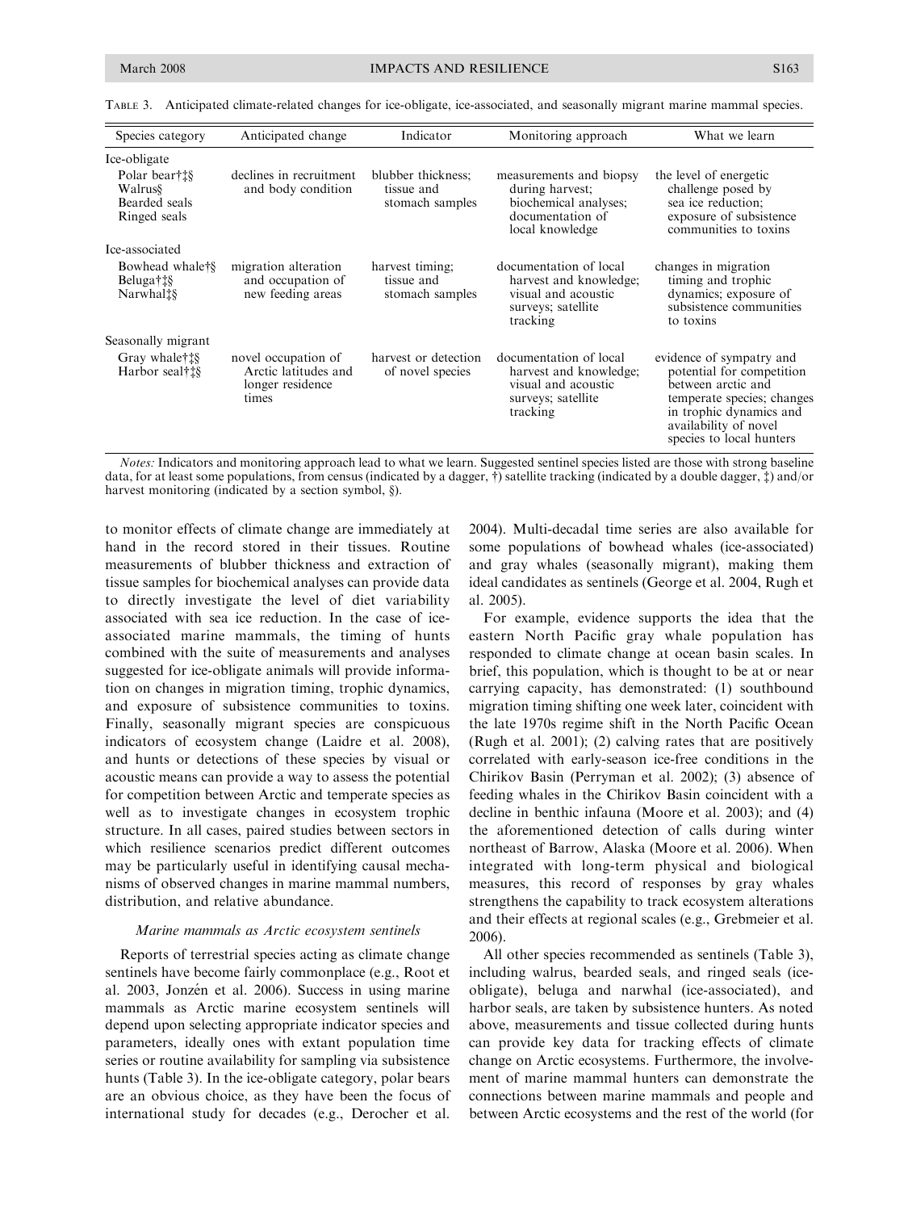TABLE 3. Anticipated climate-related changes for ice-obligate, ice-associated, and seasonally migrant marine mammal species.

| Species category | Anticipated change | Indicator | Monitoring approach | What we learn |
|---|---|---|---|---|
| Ice-obligate | | | | |
| Polar bear†‡§ Walrus§ Bearded seals Ringed seals | declines in recruitment and body condition | blubber thickness; tissue and stomach samples | measurements and biopsy during harvest; biochemical analyses; documentation of local knowledge | the level of energetic challenge posed by sea ice reduction; exposure of subsistence communities to toxins |
| Ice-associated | | | | |
| Bowhead whale†§ Beluga†‡§ Narwhal‡§ | migration alteration and occupation of new feeding areas | harvest timing; tissue and stomach samples | documentation of local harvest and knowledge; visual and acoustic surveys; satellite tracking | changes in migration timing and trophic dynamics; exposure of subsistence communities to toxins |
| Seasonally migrant | | | | |
| Gray whale†‡§ Harbor seal†‡§ | novel occupation of Arctic latitudes and longer residence times | harvest or detection of novel species | documentation of local harvest and knowledge; visual and acoustic surveys; satellite tracking | evidence of sympatry and potential for competition between arctic and temperate species; changes in trophic dynamics and availability of novel species to local hunters |

*Notes:* Indicators and monitoring approach lead to what we learn. Suggested sentinel species listed are those with strong baseline data, for at least some populations, from census (indicated by a dagger, †) satellite tracking (indicated by a double dagger, ‡) and/or harvest monitoring (indicated by a section symbol, §).

to monitor effects of climate change are immediately at hand in the record stored in their tissues. Routine measurements of blubber thickness and extraction of tissue samples for biochemical analyses can provide data to directly investigate the level of diet variability associated with sea ice reduction. In the case of ice-associated marine mammals, the timing of hunts combined with the suite of measurements and analyses suggested for ice-obligate animals will provide information on changes in migration timing, trophic dynamics, and exposure of subsistence communities to toxins. Finally, seasonally migrant species are conspicuous indicators of ecosystem change (Laidre et al. 2008), and hunts or detections of these species by visual or acoustic means can provide a way to assess the potential for competition between Arctic and temperate species as well as to investigate changes in ecosystem trophic structure. In all cases, paired studies between sectors in which resilience scenarios predict different outcomes may be particularly useful in identifying causal mechanisms of observed changes in marine mammal numbers, distribution, and relative abundance.

### *Marine mammals as Arctic ecosystem sentinels*

Reports of terrestrial species acting as climate change sentinels have become fairly commonplace (e.g., Root et al. 2003, Jonzén et al. 2006). Success in using marine mammals as Arctic marine ecosystem sentinels will depend upon selecting appropriate indicator species and parameters, ideally ones with extant population time series or routine availability for sampling via subsistence hunts (Table 3). In the ice-obligate category, polar bears are an obvious choice, as they have been the focus of international study for decades (e.g., Derocher et al. 2004). Multi-decadal time series are also available for some populations of bowhead whales (ice-associated) and gray whales (seasonally migrant), making them ideal candidates as sentinels (George et al. 2004, Rugh et al. 2005).

For example, evidence supports the idea that the eastern North Pacific gray whale population has responded to climate change at ocean basin scales. In brief, this population, which is thought to be at or near carrying capacity, has demonstrated: (1) southbound migration timing shifting one week later, coincident with the late 1970s regime shift in the North Pacific Ocean (Rugh et al. 2001); (2) calving rates that are positively correlated with early-season ice-free conditions in the Chirikov Basin (Perryman et al. 2002); (3) absence of feeding whales in the Chirikov Basin coincident with a decline in benthic infauna (Moore et al. 2003); and (4) the aforementioned detection of calls during winter northeast of Barrow, Alaska (Moore et al. 2006). When integrated with long-term physical and biological measures, this record of responses by gray whales strengthens the capability to track ecosystem alterations and their effects at regional scales (e.g., Grebmeier et al. 2006).

All other species recommended as sentinels (Table 3), including walrus, bearded seals, and ringed seals (ice-obligate), beluga and narwhal (ice-associated), and harbor seals, are taken by subsistence hunters. As noted above, measurements and tissue collected during hunts can provide key data for tracking effects of climate change on Arctic ecosystems. Furthermore, the involvement of marine mammal hunters can demonstrate the connections between marine mammals and people and between Arctic ecosystems and the rest of the world (for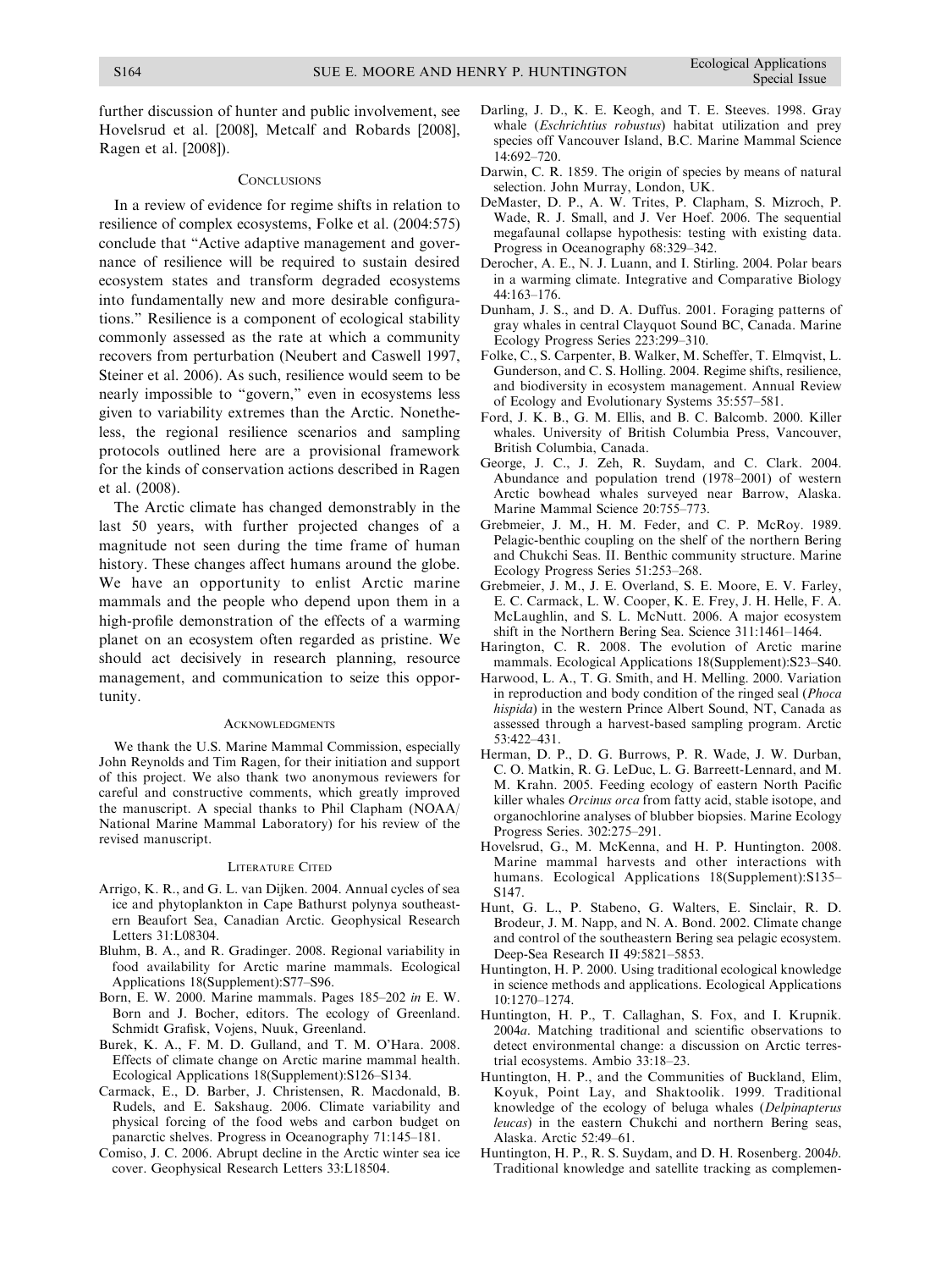further discussion of hunter and public involvement, see Hovelsrud et al. [2008], Metcalf and Robards [2008], Ragen et al. [2008]).

## Conclusions

In a review of evidence for regime shifts in relation to resilience of complex ecosystems, Folke et al. (2004:575) conclude that "Active adaptive management and governance of resilience will be required to sustain desired ecosystem states and transform degraded ecosystems into fundamentally new and more desirable configurations." Resilience is a component of ecological stability commonly assessed as the rate at which a community recovers from perturbation (Neubert and Caswell 1997, Steiner et al. 2006). As such, resilience would seem to be nearly impossible to "govern," even in ecosystems less given to variability extremes than the Arctic. Nonetheless, the regional resilience scenarios and sampling protocols outlined here are a provisional framework for the kinds of conservation actions described in Ragen et al. (2008).

The Arctic climate has changed demonstrably in the last 50 years, with further projected changes of a magnitude not seen during the time frame of human history. These changes affect humans around the globe. We have an opportunity to enlist Arctic marine mammals and the people who depend upon them in a high-profile demonstration of the effects of a warming planet on an ecosystem often regarded as pristine. We should act decisively in research planning, resource management, and communication to seize this opportunity.

## Acknowledgments

We thank the U.S. Marine Mammal Commission, especially John Reynolds and Tim Ragen, for their initiation and support of this project. We also thank two anonymous reviewers for careful and constructive comments, which greatly improved the manuscript. A special thanks to Phil Clapham (NOAA/National Marine Mammal Laboratory) for his review of the revised manuscript.

## Literature Cited

Arrigo, K. R., and G. L. van Dijken. 2004. Annual cycles of sea ice and phytoplankton in Cape Bathurst polynya southeastern Beaufort Sea, Canadian Arctic. Geophysical Research Letters 31:L08304.

Bluhm, B. A., and R. Gradinger. 2008. Regional variability in food availability for Arctic marine mammals. Ecological Applications 18(Supplement):S77–S96.

Born, E. W. 2000. Marine mammals. Pages 185–202 *in* E. W. Born and J. Bocher, editors. The ecology of Greenland. Schmidt Grafisk, Vojens, Nuuk, Greenland.

Burek, K. A., F. M. D. Gulland, and T. M. O'Hara. 2008. Effects of climate change on Arctic marine mammal health. Ecological Applications 18(Supplement):S126–S134.

Carmack, E., D. Barber, J. Christensen, R. Macdonald, B. Rudels, and E. Sakshaug. 2006. Climate variability and physical forcing of the food webs and carbon budget on panarctic shelves. Progress in Oceanography 71:145–181.

Comiso, J. C. 2006. Abrupt decline in the Arctic winter sea ice cover. Geophysical Research Letters 33:L18504.

Darling, J. D., K. E. Keogh, and T. E. Steeves. 1998. Gray whale (*Eschrichtius robustus*) habitat utilization and prey species off Vancouver Island, B.C. Marine Mammal Science 14:692–720.

Darwin, C. R. 1859. The origin of species by means of natural selection. John Murray, London, UK.

DeMaster, D. P., A. W. Trites, P. Clapham, S. Mizroch, P. Wade, R. J. Small, and J. Ver Hoef. 2006. The sequential megafaunal collapse hypothesis: testing with existing data. Progress in Oceanography 68:329–342.

Derocher, A. E., N. J. Luann, and I. Stirling. 2004. Polar bears in a warming climate. Integrative and Comparative Biology 44:163–176.

Dunham, J. S., and D. A. Duffus. 2001. Foraging patterns of gray whales in central Clayquot Sound BC, Canada. Marine Ecology Progress Series 223:299–310.

Folke, C., S. Carpenter, B. Walker, M. Scheffer, T. Elmqvist, L. Gunderson, and C. S. Holling. 2004. Regime shifts, resilience, and biodiversity in ecosystem management. Annual Review of Ecology and Evolutionary Systems 35:557–581.

Ford, J. K. B., G. M. Ellis, and B. C. Balcomb. 2000. Killer whales. University of British Columbia Press, Vancouver, British Columbia, Canada.

George, J. C., J. Zeh, R. Suydam, and C. Clark. 2004. Abundance and population trend (1978–2001) of western Arctic bowhead whales surveyed near Barrow, Alaska. Marine Mammal Science 20:755–773.

Grebmeier, J. M., H. M. Feder, and C. P. McRoy. 1989. Pelagic-benthic coupling on the shelf of the northern Bering and Chukchi Seas. II. Benthic community structure. Marine Ecology Progress Series 51:253–268.

Grebmeier, J. M., J. E. Overland, S. E. Moore, E. V. Farley, E. C. Carmack, L. W. Cooper, K. E. Frey, J. H. Helle, F. A. McLaughlin, and S. L. McNutt. 2006. A major ecosystem shift in the Northern Bering Sea. Science 311:1461–1464.

Harington, C. R. 2008. The evolution of Arctic marine mammals. Ecological Applications 18(Supplement):S23–S40.

Harwood, L. A., T. G. Smith, and H. Melling. 2000. Variation in reproduction and body condition of the ringed seal (*Phoca hispida*) in the western Prince Albert Sound, NT, Canada as assessed through a harvest-based sampling program. Arctic 53:422–431.

Herman, D. P., D. G. Burrows, P. R. Wade, J. W. Durban, C. O. Matkin, R. G. LeDuc, L. G. Barreett-Lennard, and M. M. Krahn. 2005. Feeding ecology of eastern North Pacific killer whales *Orcinus orca* from fatty acid, stable isotope, and organochlorine analyses of blubber biopsies. Marine Ecology Progress Series. 302:275–291.

Hovelsrud, G., M. McKenna, and H. P. Huntington. 2008. Marine mammal harvests and other interactions with humans. Ecological Applications 18(Supplement):S135–S147.

Hunt, G. L., P. Stabeno, G. Walters, E. Sinclair, R. D. Brodeur, J. M. Napp, and N. A. Bond. 2002. Climate change and control of the southeastern Bering sea pelagic ecosystem. Deep-Sea Research II 49:5821–5853.

Huntington, H. P. 2000. Using traditional ecological knowledge in science methods and applications. Ecological Applications 10:1270–1274.

Huntington, H. P., T. Callaghan, S. Fox, and I. Krupnik. 2004*a*. Matching traditional and scientific observations to detect environmental change: a discussion on Arctic terrestrial ecosystems. Ambio 33:18–23.

Huntington, H. P., and the Communities of Buckland, Elim, Koyuk, Point Lay, and Shaktoolik. 1999. Traditional knowledge of the ecology of beluga whales (*Delpinapterus leucas*) in the eastern Chukchi and northern Bering seas, Alaska. Arctic 52:49–61.

Huntington, H. P., R. S. Suydam, and D. H. Rosenberg. 2004*b*. Traditional knowledge and satellite tracking as complemen-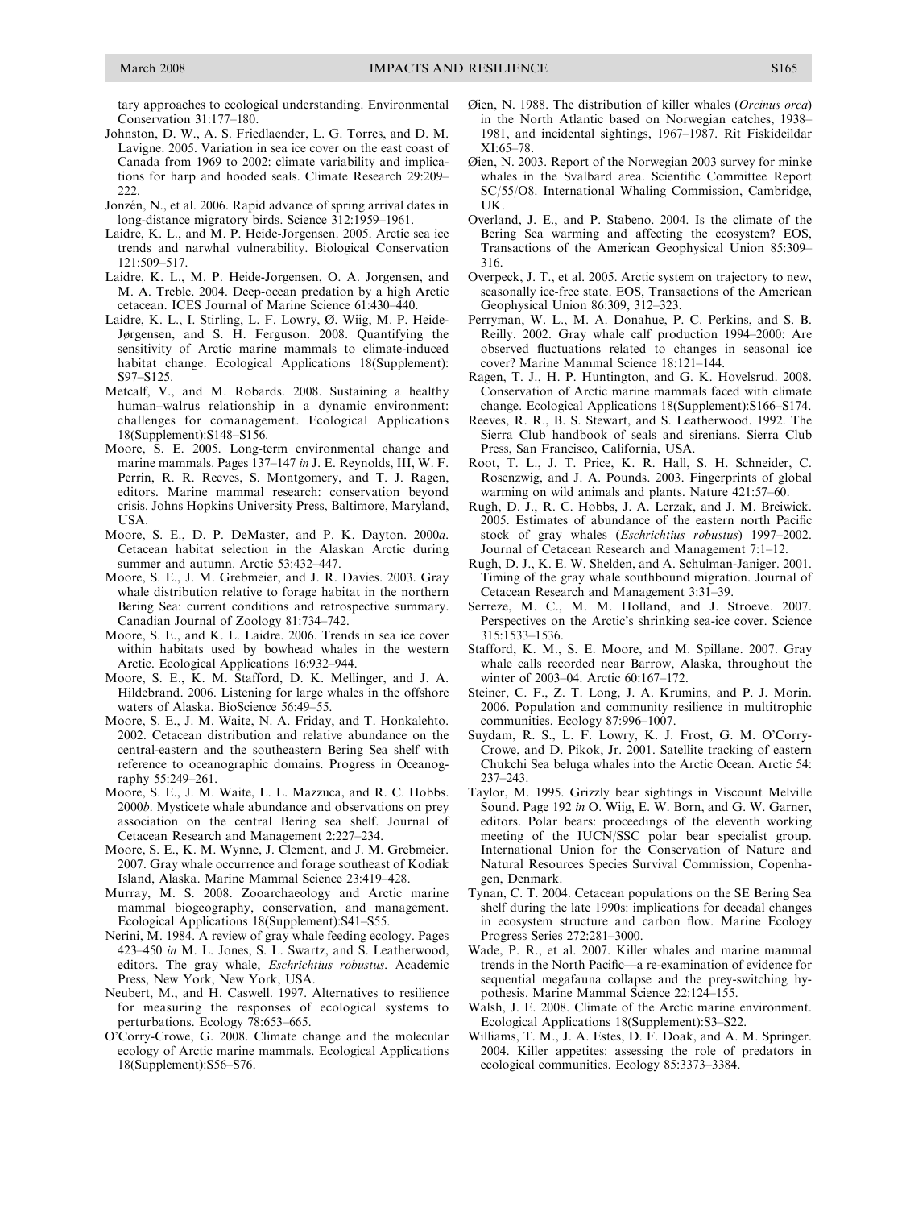tary approaches to ecological understanding. Environmental Conservation 31:177–180.

Johnston, D. W., A. S. Friedlaender, L. G. Torres, and D. M. Lavigne. 2005. Variation in sea ice cover on the east coast of Canada from 1969 to 2002: climate variability and implications for harp and hooded seals. Climate Research 29:209–222.

Jonzén, N., et al. 2006. Rapid advance of spring arrival dates in long-distance migratory birds. Science 312:1959–1961.

Laidre, K. L., and M. P. Heide-Jorgensen. 2005. Arctic sea ice trends and narwhal vulnerability. Biological Conservation 121:509–517.

Laidre, K. L., M. P. Heide-Jorgensen, O. A. Jorgensen, and M. A. Treble. 2004. Deep-ocean predation by a high Arctic cetacean. ICES Journal of Marine Science 61:430–440.

Laidre, K. L., I. Stirling, L. F. Lowry, Ø. Wiig, M. P. Heide-Jørgensen, and S. H. Ferguson. 2008. Quantifying the sensitivity of Arctic marine mammals to climate-induced habitat change. Ecological Applications 18(Supplement): S97–S125.

Metcalf, V., and M. Robards. 2008. Sustaining a healthy human–walrus relationship in a dynamic environment: challenges for comanagement. Ecological Applications 18(Supplement):S148–S156.

Moore, S. E. 2005. Long-term environmental change and marine mammals. Pages 137–147 *in* J. E. Reynolds, III, W. F. Perrin, R. R. Reeves, S. Montgomery, and T. J. Ragen, editors. Marine mammal research: conservation beyond crisis. Johns Hopkins University Press, Baltimore, Maryland, USA.

Moore, S. E., D. P. DeMaster, and P. K. Dayton. 2000*a*. Cetacean habitat selection in the Alaskan Arctic during summer and autumn. Arctic 53:432–447.

Moore, S. E., J. M. Grebmeier, and J. R. Davies. 2003. Gray whale distribution relative to forage habitat in the northern Bering Sea: current conditions and retrospective summary. Canadian Journal of Zoology 81:734–742.

Moore, S. E., and K. L. Laidre. 2006. Trends in sea ice cover within habitats used by bowhead whales in the western Arctic. Ecological Applications 16:932–944.

Moore, S. E., K. M. Stafford, D. K. Mellinger, and J. A. Hildebrand. 2006. Listening for large whales in the offshore waters of Alaska. BioScience 56:49–55.

Moore, S. E., J. M. Waite, N. A. Friday, and T. Honkalehto. 2002. Cetacean distribution and relative abundance on the central-eastern and the southeastern Bering Sea shelf with reference to oceanographic domains. Progress in Oceanography 55:249–261.

Moore, S. E., J. M. Waite, L. L. Mazzuca, and R. C. Hobbs. 2000*b*. Mysticete whale abundance and observations on prey association on the central Bering sea shelf. Journal of Cetacean Research and Management 2:227–234.

Moore, S. E., K. M. Wynne, J. Clement, and J. M. Grebmeier. 2007. Gray whale occurrence and forage southeast of Kodiak Island, Alaska. Marine Mammal Science 23:419–428.

Murray, M. S. 2008. Zooarchaeology and Arctic marine mammal biogeography, conservation, and management. Ecological Applications 18(Supplement):S41–S55.

Nerini, M. 1984. A review of gray whale feeding ecology. Pages 423–450 *in* M. L. Jones, S. L. Swartz, and S. Leatherwood, editors. The gray whale, *Eschrichtius robustus*. Academic Press, New York, New York, USA.

Neubert, M., and H. Caswell. 1997. Alternatives to resilience for measuring the responses of ecological systems to perturbations. Ecology 78:653–665.

O'Corry-Crowe, G. 2008. Climate change and the molecular ecology of Arctic marine mammals. Ecological Applications 18(Supplement):S56–S76.

Øien, N. 1988. The distribution of killer whales (*Orcinus orca*) in the North Atlantic based on Norwegian catches, 1938–1981, and incidental sightings, 1967–1987. Rit Fiskideildar XI:65–78.

Øien, N. 2003. Report of the Norwegian 2003 survey for minke whales in the Svalbard area. Scientific Committee Report SC/55/O8. International Whaling Commission, Cambridge, UK.

Overland, J. E., and P. Stabeno. 2004. Is the climate of the Bering Sea warming and affecting the ecosystem? EOS, Transactions of the American Geophysical Union 85:309–316.

Overpeck, J. T., et al. 2005. Arctic system on trajectory to new, seasonally ice-free state. EOS, Transactions of the American Geophysical Union 86:309, 312–323.

Perryman, W. L., M. A. Donahue, P. C. Perkins, and S. B. Reilly. 2002. Gray whale calf production 1994–2000: Are observed fluctuations related to changes in seasonal ice cover? Marine Mammal Science 18:121–144.

Ragen, T. J., H. P. Huntington, and G. K. Hovelsrud. 2008. Conservation of Arctic marine mammals faced with climate change. Ecological Applications 18(Supplement):S166–S174.

Reeves, R. R., B. S. Stewart, and S. Leatherwood. 1992. The Sierra Club handbook of seals and sirenians. Sierra Club Press, San Francisco, California, USA.

Root, T. L., J. T. Price, K. R. Hall, S. H. Schneider, C. Rosenzwig, and J. A. Pounds. 2003. Fingerprints of global warming on wild animals and plants. Nature 421:57–60.

Rugh, D. J., R. C. Hobbs, J. A. Lerzak, and J. M. Breiwick. 2005. Estimates of abundance of the eastern north Pacific stock of gray whales (*Eschrichtius robustus*) 1997–2002. Journal of Cetacean Research and Management 7:1–12.

Rugh, D. J., K. E. W. Shelden, and A. Schulman-Janiger. 2001. Timing of the gray whale southbound migration. Journal of Cetacean Research and Management 3:31–39.

Serreze, M. C., M. M. Holland, and J. Stroeve. 2007. Perspectives on the Arctic's shrinking sea-ice cover. Science 315:1533–1536.

Stafford, K. M., S. E. Moore, and M. Spillane. 2007. Gray whale calls recorded near Barrow, Alaska, throughout the winter of 2003–04. Arctic 60:167–172.

Steiner, C. F., Z. T. Long, J. A. Krumins, and P. J. Morin. 2006. Population and community resilience in multitrophic communities. Ecology 87:996–1007.

Suydam, R. S., L. F. Lowry, K. J. Frost, G. M. O'Corry-Crowe, and D. Pikok, Jr. 2001. Satellite tracking of eastern Chukchi Sea beluga whales into the Arctic Ocean. Arctic 54: 237–243.

Taylor, M. 1995. Grizzly bear sightings in Viscount Melville Sound. Page 192 *in* O. Wiig, E. W. Born, and G. W. Garner, editors. Polar bears: proceedings of the eleventh working meeting of the IUCN/SSC polar bear specialist group. International Union for the Conservation of Nature and Natural Resources Species Survival Commission, Copenhagen, Denmark.

Tynan, C. T. 2004. Cetacean populations on the SE Bering Sea shelf during the late 1990s: implications for decadal changes in ecosystem structure and carbon flow. Marine Ecology Progress Series 272:281–3000.

Wade, P. R., et al. 2007. Killer whales and marine mammal trends in the North Pacific—a re-examination of evidence for sequential megafauna collapse and the prey-switching hypothesis. Marine Mammal Science 22:124–155.

Walsh, J. E. 2008. Climate of the Arctic marine environment. Ecological Applications 18(Supplement):S3–S22.

Williams, T. M., J. A. Estes, D. F. Doak, and A. M. Springer. 2004. Killer appetites: assessing the role of predators in ecological communities. Ecology 85:3373–3384.